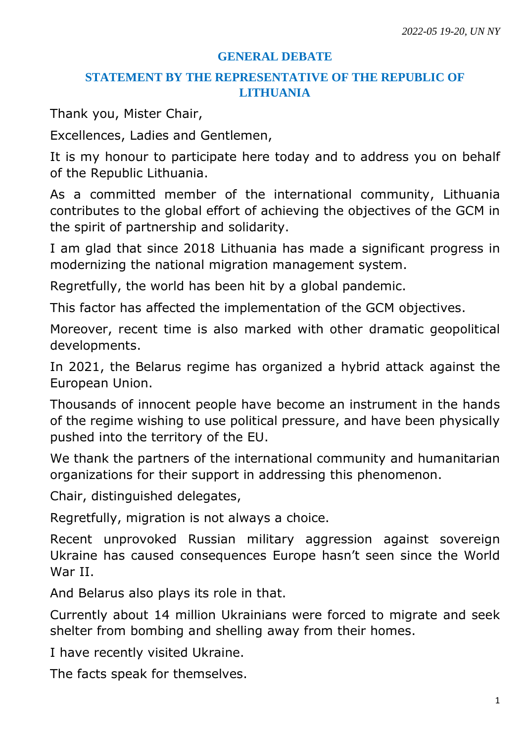*2022-05 19-20, UN NY*

## GENERAL DEBATE

## STATEMENT BY THE REPRESENTATIVE OF THE REPUBLIC OF LITHUANIA

Thank you, Mister Chair,

Excellences, Ladies and Gentlemen,

It is my honour to participate here today and to address you on behalf of the Republic Lithuania.

As a committed member of the international community, Lithuania contributes to the global effort of achieving the objectives of the GCM in the spirit of partnership and solidarity.

I am glad that since 2018 Lithuania has made a significant progress in modernizing the national migration management system.

Regretfully, the world has been hit by a global pandemic.

This factor has affected the implementation of the GCM objectives.

Moreover, recent time is also marked with other dramatic geopolitical developments.

In 2021, the Belarus regime has organized a hybrid attack against the European Union.

Thousands of innocent people have become an instrument in the hands of the regime wishing to use political pressure, and have been physically pushed into the territory of the EU.

We thank the partners of the international community and humanitarian organizations for their support in addressing this phenomenon.

Chair, distinguished delegates,

Regretfully, migration is not always a choice.

Recent unprovoked Russian military aggression against sovereign Ukraine has caused consequences Europe hasn't seen since the World War II.

And Belarus also plays its role in that.

Currently about 14 million Ukrainians were forced to migrate and seek shelter from bombing and shelling away from their homes.

I have recently visited Ukraine.

The facts speak for themselves.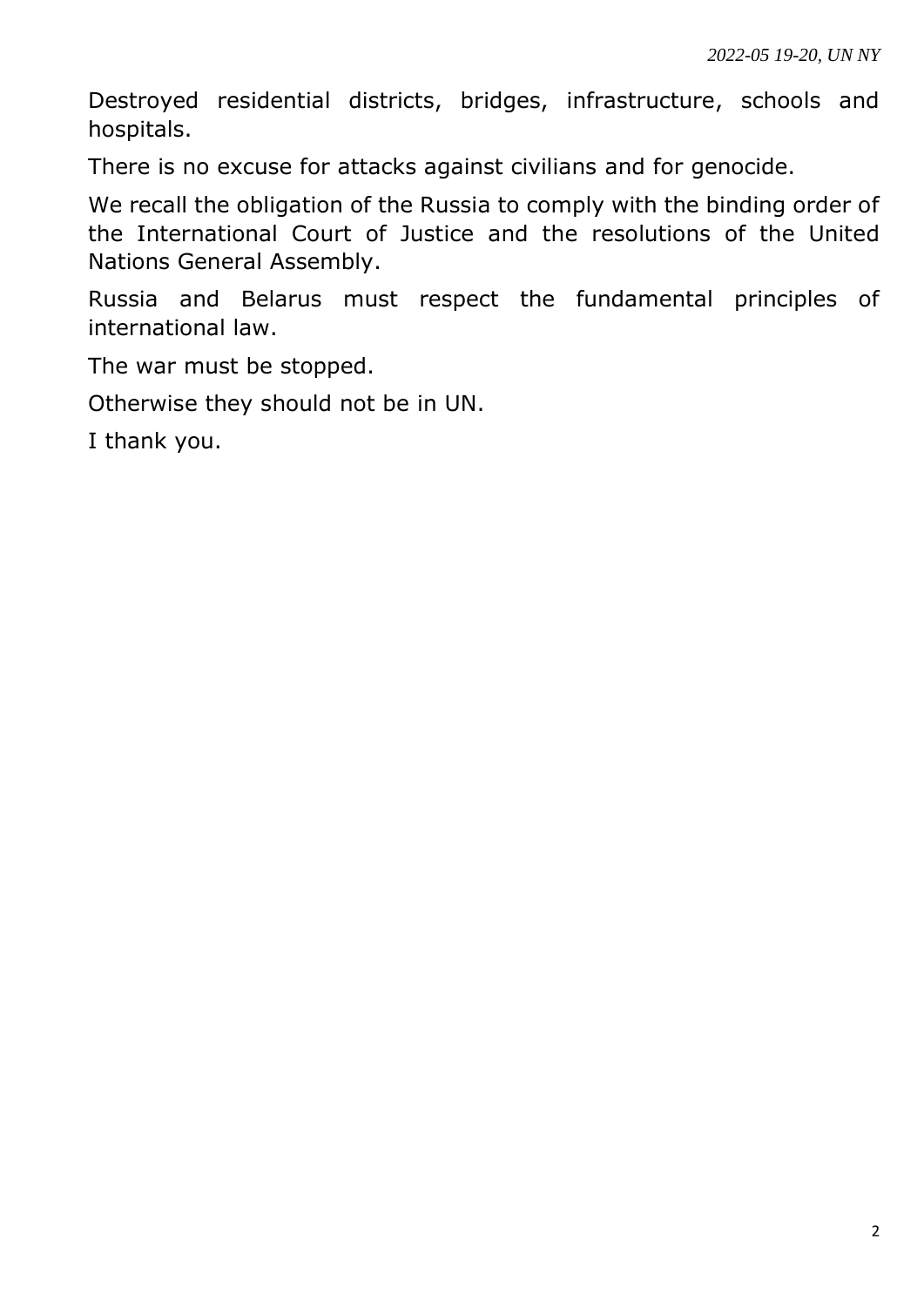Destroyed residential districts, bridges, infrastructure, schools and hospitals.

There is no excuse for attacks against civilians and for genocide.

We recall the obligation of the Russia to comply with the binding order of the International Court of Justice and the resolutions of the United Nations General Assembly.

Russia and Belarus must respect the fundamental principles of international law.

The war must be stopped.

Otherwise they should not be in UN.

I thank you.